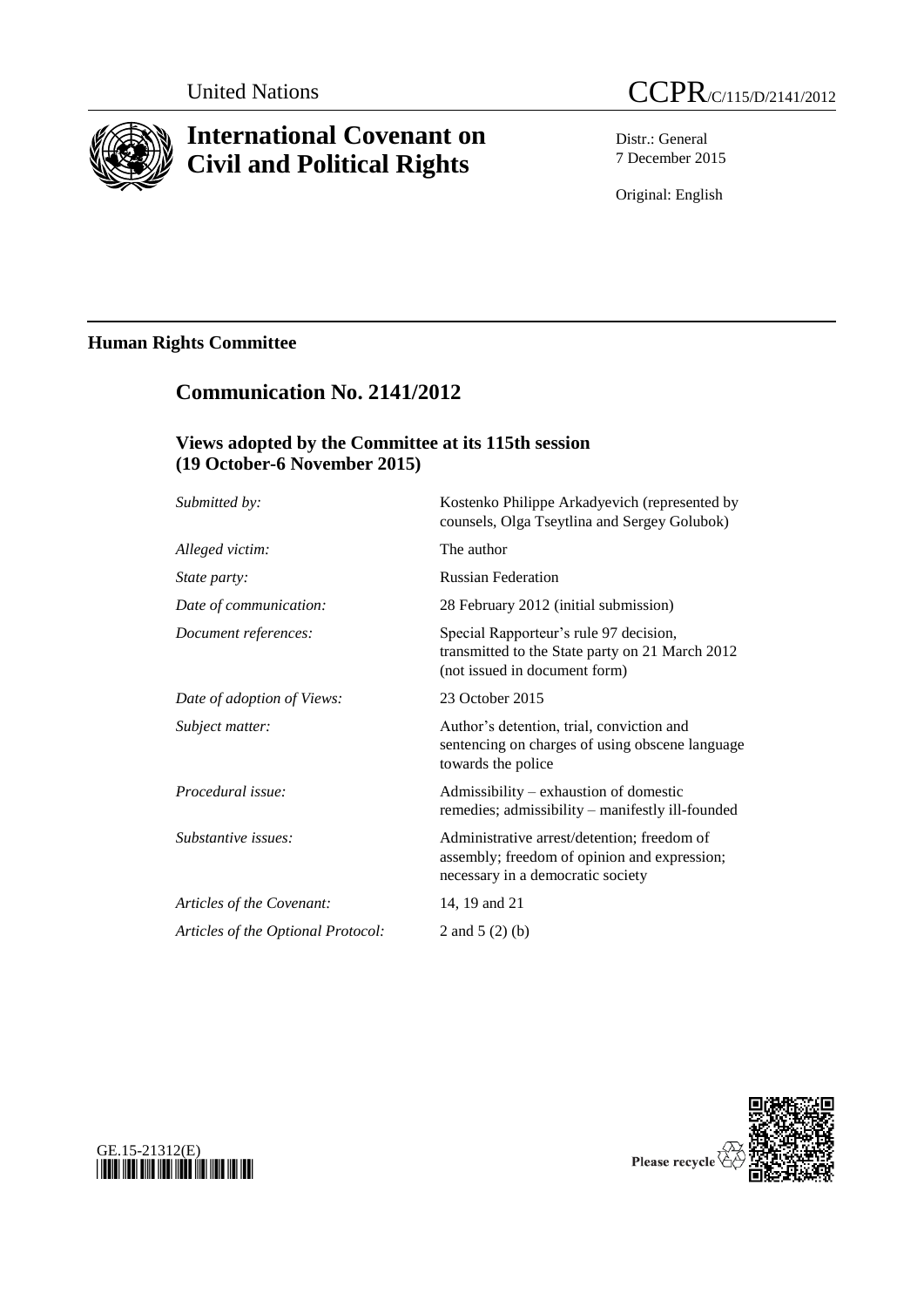United Nations CCPR/C/115/D/2141/2012

# International Covenant on Civil and Political Rights

Distr.: General
7 December 2015

Original: English

## Human Rights Committee

## Communication No. 2141/2012

### Views adopted by the Committee at its 115th session (19 October-6 November 2015)

| | |
|---|---|
| *Submitted by:* | Kostenko Philippe Arkadyevich (represented by counsels, Olga Tseytlina and Sergey Golubok) |
| *Alleged victim:* | The author |
| *State party:* | Russian Federation |
| *Date of communication:* | 28 February 2012 (initial submission) |
| *Document references:* | Special Rapporteur's rule 97 decision, transmitted to the State party on 21 March 2012 (not issued in document form) |
| *Date of adoption of Views:* | 23 October 2015 |
| *Subject matter:* | Author's detention, trial, conviction and sentencing on charges of using obscene language towards the police |
| *Procedural issue:* | Admissibility – exhaustion of domestic remedies; admissibility – manifestly ill-founded |
| *Substantive issues:* | Administrative arrest/detention; freedom of assembly; freedom of opinion and expression; necessary in a democratic society |
| *Articles of the Covenant:* | 14, 19 and 21 |
| *Articles of the Optional Protocol:* | 2 and 5 (2) (b) |

GE.15-21312(E)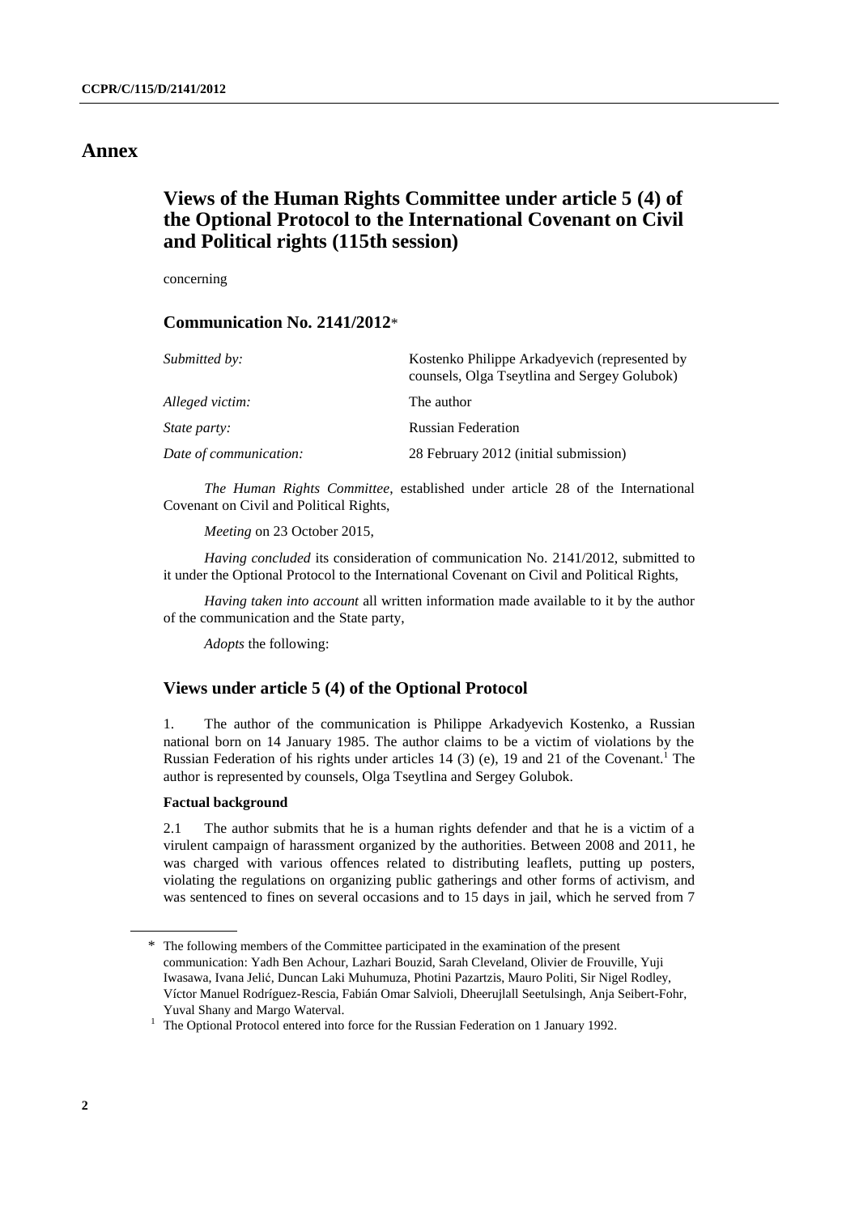# Annex

## Views of the Human Rights Committee under article 5 (4) of the Optional Protocol to the International Covenant on Civil and Political rights (115th session)

concerning

### Communication No. 2141/2012*

| | |
|---|---|
| *Submitted by:* | Kostenko Philippe Arkadyevich (represented by counsels, Olga Tseytlina and Sergey Golubok) |
| *Alleged victim:* | The author |
| *State party:* | Russian Federation |
| *Date of communication:* | 28 February 2012 (initial submission) |

*The Human Rights Committee*, established under article 28 of the International Covenant on Civil and Political Rights,

*Meeting* on 23 October 2015,

*Having concluded* its consideration of communication No. 2141/2012, submitted to it under the Optional Protocol to the International Covenant on Civil and Political Rights,

*Having taken into account* all written information made available to it by the author of the communication and the State party,

*Adopts* the following:

### Views under article 5 (4) of the Optional Protocol

1. The author of the communication is Philippe Arkadyevich Kostenko, a Russian national born on 14 January 1985. The author claims to be a victim of violations by the Russian Federation of his rights under articles 14 (3) (e), 19 and 21 of the Covenant.[1] The author is represented by counsels, Olga Tseytlina and Sergey Golubok.

**Factual background**

2.1 The author submits that he is a human rights defender and that he is a victim of a virulent campaign of harassment organized by the authorities. Between 2008 and 2011, he was charged with various offences related to distributing leaflets, putting up posters, violating the regulations on organizing public gatherings and other forms of activism, and was sentenced to fines on several occasions and to 15 days in jail, which he served from 7

---

\* The following members of the Committee participated in the examination of the present communication: Yadh Ben Achour, Lazhari Bouzid, Sarah Cleveland, Olivier de Frouville, Yuji Iwasawa, Ivana Jelić, Duncan Laki Muhumuza, Photini Pazartzis, Mauro Politi, Sir Nigel Rodley, Víctor Manuel Rodríguez-Rescia, Fabián Omar Salvioli, Dheerujlall Seetulsingh, Anja Seibert-Fohr, Yuval Shany and Margo Waterval.

[1] The Optional Protocol entered into force for the Russian Federation on 1 January 1992.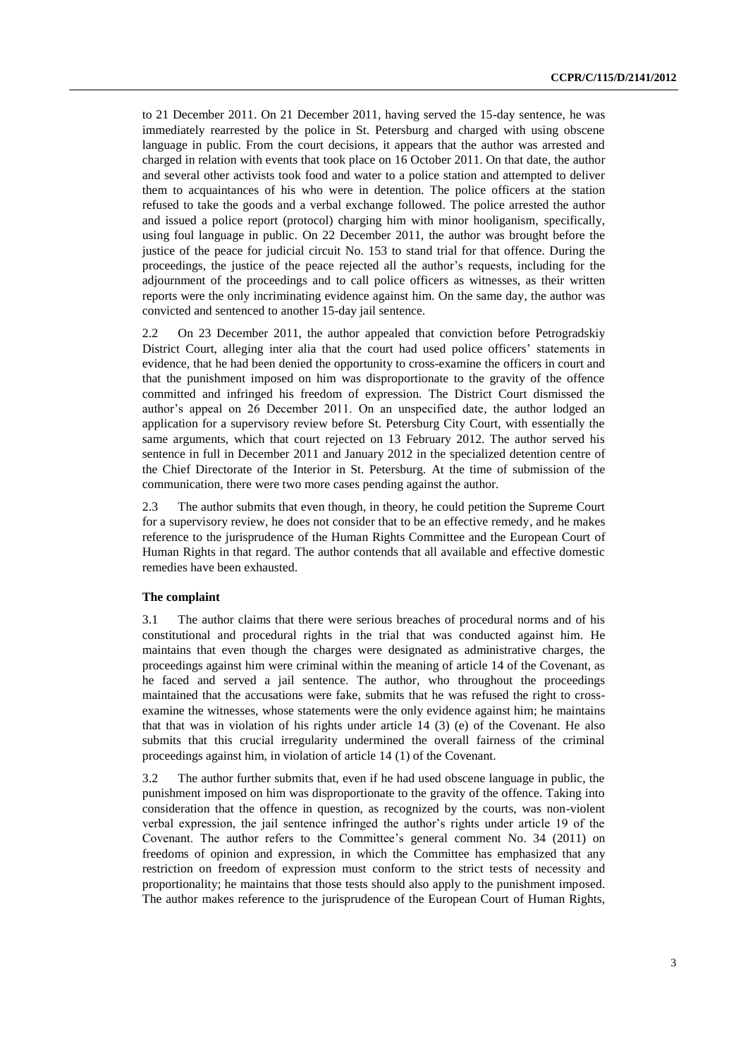to 21 December 2011. On 21 December 2011, having served the 15-day sentence, he was immediately rearrested by the police in St. Petersburg and charged with using obscene language in public. From the court decisions, it appears that the author was arrested and charged in relation with events that took place on 16 October 2011. On that date, the author and several other activists took food and water to a police station and attempted to deliver them to acquaintances of his who were in detention. The police officers at the station refused to take the goods and a verbal exchange followed. The police arrested the author and issued a police report (protocol) charging him with minor hooliganism, specifically, using foul language in public. On 22 December 2011, the author was brought before the justice of the peace for judicial circuit No. 153 to stand trial for that offence. During the proceedings, the justice of the peace rejected all the author's requests, including for the adjournment of the proceedings and to call police officers as witnesses, as their written reports were the only incriminating evidence against him. On the same day, the author was convicted and sentenced to another 15-day jail sentence.

2.2 On 23 December 2011, the author appealed that conviction before Petrogradskiy District Court, alleging inter alia that the court had used police officers' statements in evidence, that he had been denied the opportunity to cross-examine the officers in court and that the punishment imposed on him was disproportionate to the gravity of the offence committed and infringed his freedom of expression. The District Court dismissed the author's appeal on 26 December 2011. On an unspecified date, the author lodged an application for a supervisory review before St. Petersburg City Court, with essentially the same arguments, which that court rejected on 13 February 2012. The author served his sentence in full in December 2011 and January 2012 in the specialized detention centre of the Chief Directorate of the Interior in St. Petersburg. At the time of submission of the communication, there were two more cases pending against the author.

2.3 The author submits that even though, in theory, he could petition the Supreme Court for a supervisory review, he does not consider that to be an effective remedy, and he makes reference to the jurisprudence of the Human Rights Committee and the European Court of Human Rights in that regard. The author contends that all available and effective domestic remedies have been exhausted.

### The complaint

3.1 The author claims that there were serious breaches of procedural norms and of his constitutional and procedural rights in the trial that was conducted against him. He maintains that even though the charges were designated as administrative charges, the proceedings against him were criminal within the meaning of article 14 of the Covenant, as he faced and served a jail sentence. The author, who throughout the proceedings maintained that the accusations were fake, submits that he was refused the right to cross-examine the witnesses, whose statements were the only evidence against him; he maintains that that was in violation of his rights under article 14 (3) (e) of the Covenant. He also submits that this crucial irregularity undermined the overall fairness of the criminal proceedings against him, in violation of article 14 (1) of the Covenant.

3.2 The author further submits that, even if he had used obscene language in public, the punishment imposed on him was disproportionate to the gravity of the offence. Taking into consideration that the offence in question, as recognized by the courts, was non-violent verbal expression, the jail sentence infringed the author's rights under article 19 of the Covenant. The author refers to the Committee's general comment No. 34 (2011) on freedoms of opinion and expression, in which the Committee has emphasized that any restriction on freedom of expression must conform to the strict tests of necessity and proportionality; he maintains that those tests should also apply to the punishment imposed. The author makes reference to the jurisprudence of the European Court of Human Rights,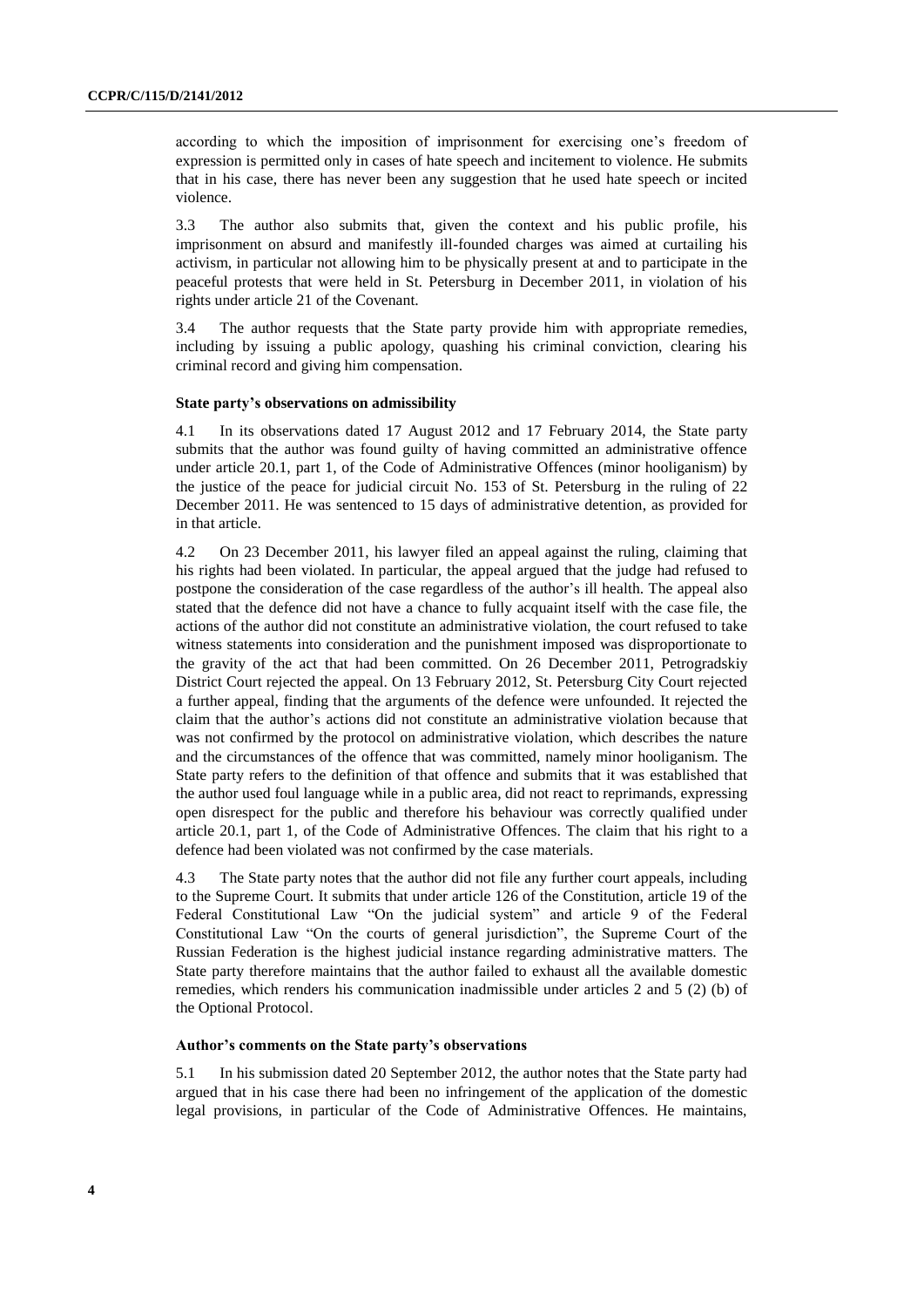according to which the imposition of imprisonment for exercising one's freedom of expression is permitted only in cases of hate speech and incitement to violence. He submits that in his case, there has never been any suggestion that he used hate speech or incited violence.

3.3 The author also submits that, given the context and his public profile, his imprisonment on absurd and manifestly ill-founded charges was aimed at curtailing his activism, in particular not allowing him to be physically present at and to participate in the peaceful protests that were held in St. Petersburg in December 2011, in violation of his rights under article 21 of the Covenant.

3.4 The author requests that the State party provide him with appropriate remedies, including by issuing a public apology, quashing his criminal conviction, clearing his criminal record and giving him compensation.

### State party's observations on admissibility

4.1 In its observations dated 17 August 2012 and 17 February 2014, the State party submits that the author was found guilty of having committed an administrative offence under article 20.1, part 1, of the Code of Administrative Offences (minor hooliganism) by the justice of the peace for judicial circuit No. 153 of St. Petersburg in the ruling of 22 December 2011. He was sentenced to 15 days of administrative detention, as provided for in that article.

4.2 On 23 December 2011, his lawyer filed an appeal against the ruling, claiming that his rights had been violated. In particular, the appeal argued that the judge had refused to postpone the consideration of the case regardless of the author's ill health. The appeal also stated that the defence did not have a chance to fully acquaint itself with the case file, the actions of the author did not constitute an administrative violation, the court refused to take witness statements into consideration and the punishment imposed was disproportionate to the gravity of the act that had been committed. On 26 December 2011, Petrogradskiy District Court rejected the appeal. On 13 February 2012, St. Petersburg City Court rejected a further appeal, finding that the arguments of the defence were unfounded. It rejected the claim that the author's actions did not constitute an administrative violation because that was not confirmed by the protocol on administrative violation, which describes the nature and the circumstances of the offence that was committed, namely minor hooliganism. The State party refers to the definition of that offence and submits that it was established that the author used foul language while in a public area, did not react to reprimands, expressing open disrespect for the public and therefore his behaviour was correctly qualified under article 20.1, part 1, of the Code of Administrative Offences. The claim that his right to a defence had been violated was not confirmed by the case materials.

4.3 The State party notes that the author did not file any further court appeals, including to the Supreme Court. It submits that under article 126 of the Constitution, article 19 of the Federal Constitutional Law "On the judicial system" and article 9 of the Federal Constitutional Law "On the courts of general jurisdiction", the Supreme Court of the Russian Federation is the highest judicial instance regarding administrative matters. The State party therefore maintains that the author failed to exhaust all the available domestic remedies, which renders his communication inadmissible under articles 2 and 5 (2) (b) of the Optional Protocol.

### Author's comments on the State party's observations

5.1 In his submission dated 20 September 2012, the author notes that the State party had argued that in his case there had been no infringement of the application of the domestic legal provisions, in particular of the Code of Administrative Offences. He maintains,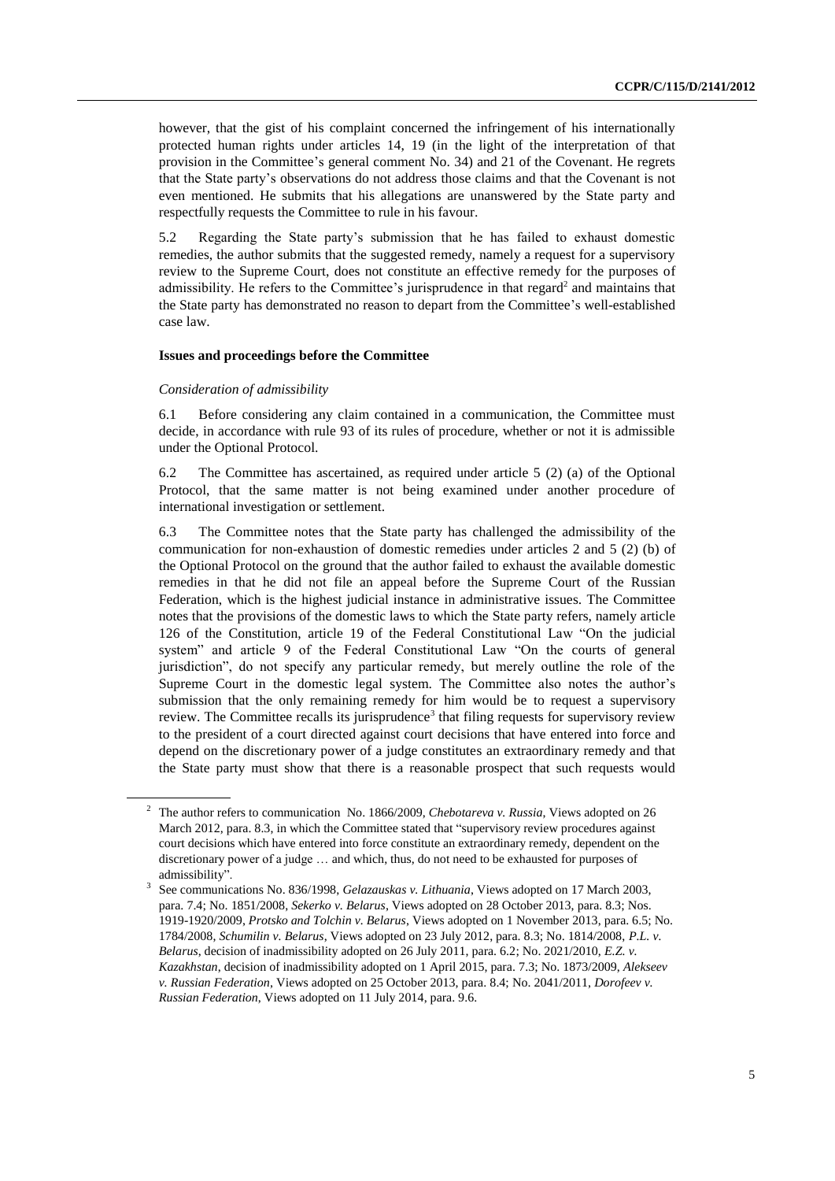however, that the gist of his complaint concerned the infringement of his internationally protected human rights under articles 14, 19 (in the light of the interpretation of that provision in the Committee's general comment No. 34) and 21 of the Covenant. He regrets that the State party's observations do not address those claims and that the Covenant is not even mentioned. He submits that his allegations are unanswered by the State party and respectfully requests the Committee to rule in his favour.

5.2 Regarding the State party's submission that he has failed to exhaust domestic remedies, the author submits that the suggested remedy, namely a request for a supervisory review to the Supreme Court, does not constitute an effective remedy for the purposes of admissibility. He refers to the Committee's jurisprudence in that regard[2] and maintains that the State party has demonstrated no reason to depart from the Committee's well-established case law.

### Issues and proceedings before the Committee

*Consideration of admissibility*

6.1 Before considering any claim contained in a communication, the Committee must decide, in accordance with rule 93 of its rules of procedure, whether or not it is admissible under the Optional Protocol.

6.2 The Committee has ascertained, as required under article 5 (2) (a) of the Optional Protocol, that the same matter is not being examined under another procedure of international investigation or settlement.

6.3 The Committee notes that the State party has challenged the admissibility of the communication for non-exhaustion of domestic remedies under articles 2 and 5 (2) (b) of the Optional Protocol on the ground that the author failed to exhaust the available domestic remedies in that he did not file an appeal before the Supreme Court of the Russian Federation, which is the highest judicial instance in administrative issues. The Committee notes that the provisions of the domestic laws to which the State party refers, namely article 126 of the Constitution, article 19 of the Federal Constitutional Law "On the judicial system" and article 9 of the Federal Constitutional Law "On the courts of general jurisdiction", do not specify any particular remedy, but merely outline the role of the Supreme Court in the domestic legal system. The Committee also notes the author's submission that the only remaining remedy for him would be to request a supervisory review. The Committee recalls its jurisprudence[3] that filing requests for supervisory review to the president of a court directed against court decisions that have entered into force and depend on the discretionary power of a judge constitutes an extraordinary remedy and that the State party must show that there is a reasonable prospect that such requests would

---

[2] The author refers to communication No. 1866/2009, *Chebotareva v. Russia*, Views adopted on 26 March 2012, para. 8.3, in which the Committee stated that "supervisory review procedures against court decisions which have entered into force constitute an extraordinary remedy, dependent on the discretionary power of a judge … and which, thus, do not need to be exhausted for purposes of admissibility".

[3] See communications No. 836/1998, *Gelazauskas v. Lithuania*, Views adopted on 17 March 2003, para. 7.4; No. 1851/2008, *Sekerko v. Belarus*, Views adopted on 28 October 2013, para. 8.3; Nos. 1919-1920/2009, *Protsko and Tolchin v. Belarus*, Views adopted on 1 November 2013, para. 6.5; No. 1784/2008, *Schumilin v. Belarus*, Views adopted on 23 July 2012, para. 8.3; No. 1814/2008, *P.L. v. Belarus*, decision of inadmissibility adopted on 26 July 2011, para. 6.2; No. 2021/2010, *E.Z. v. Kazakhstan*, decision of inadmissibility adopted on 1 April 2015, para. 7.3; No. 1873/2009, *Alekseev v. Russian Federation*, Views adopted on 25 October 2013, para. 8.4; No. 2041/2011, *Dorofeev v. Russian Federation*, Views adopted on 11 July 2014, para. 9.6.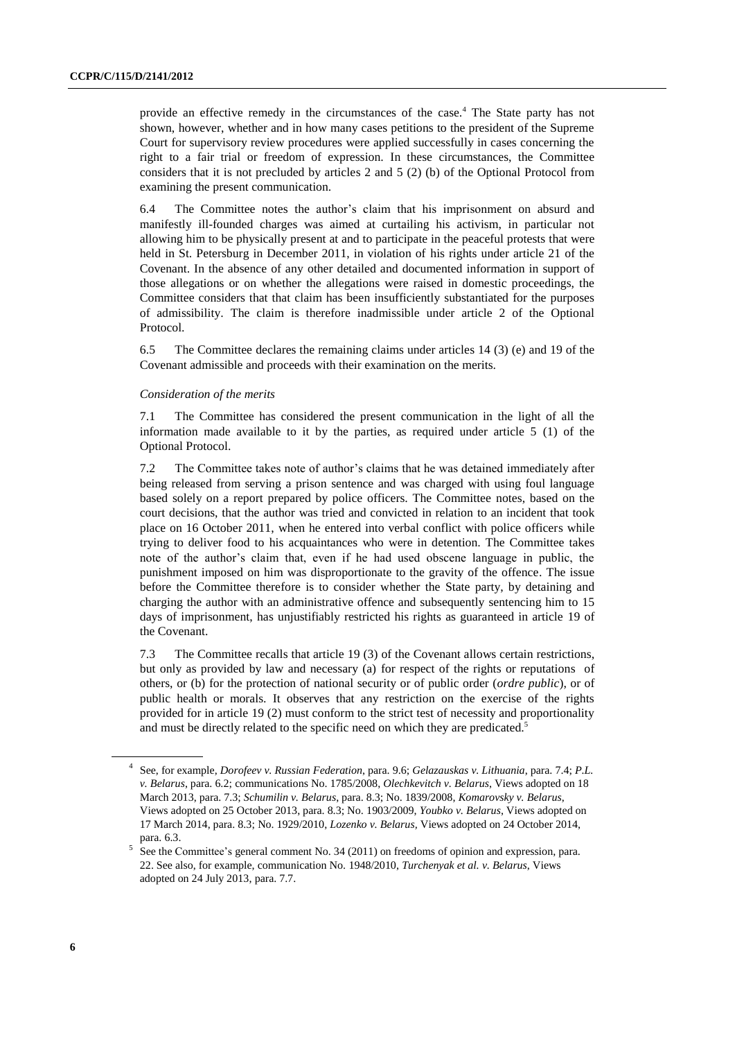provide an effective remedy in the circumstances of the case.[4] The State party has not shown, however, whether and in how many cases petitions to the president of the Supreme Court for supervisory review procedures were applied successfully in cases concerning the right to a fair trial or freedom of expression. In these circumstances, the Committee considers that it is not precluded by articles 2 and 5 (2) (b) of the Optional Protocol from examining the present communication.

6.4 The Committee notes the author's claim that his imprisonment on absurd and manifestly ill-founded charges was aimed at curtailing his activism, in particular not allowing him to be physically present at and to participate in the peaceful protests that were held in St. Petersburg in December 2011, in violation of his rights under article 21 of the Covenant. In the absence of any other detailed and documented information in support of those allegations or on whether the allegations were raised in domestic proceedings, the Committee considers that that claim has been insufficiently substantiated for the purposes of admissibility. The claim is therefore inadmissible under article 2 of the Optional Protocol.

6.5 The Committee declares the remaining claims under articles 14 (3) (e) and 19 of the Covenant admissible and proceeds with their examination on the merits.

*Consideration of the merits*

7.1 The Committee has considered the present communication in the light of all the information made available to it by the parties, as required under article 5 (1) of the Optional Protocol.

7.2 The Committee takes note of author's claims that he was detained immediately after being released from serving a prison sentence and was charged with using foul language based solely on a report prepared by police officers. The Committee notes, based on the court decisions, that the author was tried and convicted in relation to an incident that took place on 16 October 2011, when he entered into verbal conflict with police officers while trying to deliver food to his acquaintances who were in detention. The Committee takes note of the author's claim that, even if he had used obscene language in public, the punishment imposed on him was disproportionate to the gravity of the offence. The issue before the Committee therefore is to consider whether the State party, by detaining and charging the author with an administrative offence and subsequently sentencing him to 15 days of imprisonment, has unjustifiably restricted his rights as guaranteed in article 19 of the Covenant.

7.3 The Committee recalls that article 19 (3) of the Covenant allows certain restrictions, but only as provided by law and necessary (a) for respect of the rights or reputations of others, or (b) for the protection of national security or of public order (*ordre public*), or of public health or morals. It observes that any restriction on the exercise of the rights provided for in article 19 (2) must conform to the strict test of necessity and proportionality and must be directly related to the specific need on which they are predicated.[5]

---

[4] See, for example, *Dorofeev v. Russian Federation*, para. 9.6; *Gelazauskas v. Lithuania*, para. 7.4; *P.L. v. Belarus*, para. 6.2; communications No. 1785/2008, *Olechkevitch v. Belarus*, Views adopted on 18 March 2013, para. 7.3; *Schumilin v. Belarus*, para. 8.3; No. 1839/2008, *Komarovsky v. Belarus*, Views adopted on 25 October 2013, para. 8.3; No. 1903/2009, *Youbko v. Belarus*, Views adopted on 17 March 2014, para. 8.3; No. 1929/2010, *Lozenko v. Belarus*, Views adopted on 24 October 2014, para. 6.3.

[5] See the Committee's general comment No. 34 (2011) on freedoms of opinion and expression, para. 22. See also, for example, communication No. 1948/2010, *Turchenyak et al. v. Belarus*, Views adopted on 24 July 2013, para. 7.7.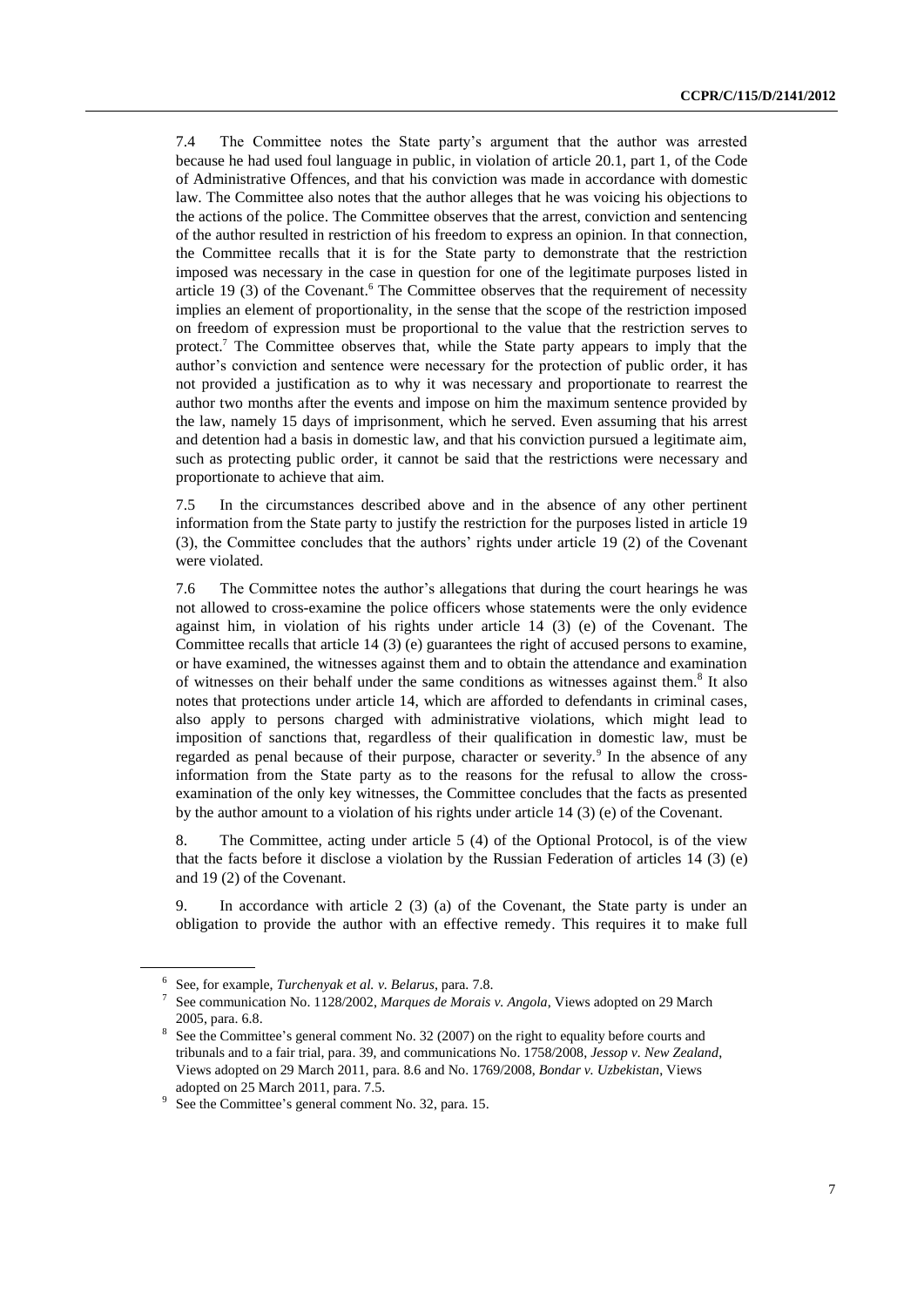7.4 The Committee notes the State party's argument that the author was arrested because he had used foul language in public, in violation of article 20.1, part 1, of the Code of Administrative Offences, and that his conviction was made in accordance with domestic law. The Committee also notes that the author alleges that he was voicing his objections to the actions of the police. The Committee observes that the arrest, conviction and sentencing of the author resulted in restriction of his freedom to express an opinion. In that connection, the Committee recalls that it is for the State party to demonstrate that the restriction imposed was necessary in the case in question for one of the legitimate purposes listed in article 19 (3) of the Covenant.[6] The Committee observes that the requirement of necessity implies an element of proportionality, in the sense that the scope of the restriction imposed on freedom of expression must be proportional to the value that the restriction serves to protect.[7] The Committee observes that, while the State party appears to imply that the author's conviction and sentence were necessary for the protection of public order, it has not provided a justification as to why it was necessary and proportionate to rearrest the author two months after the events and impose on him the maximum sentence provided by the law, namely 15 days of imprisonment, which he served. Even assuming that his arrest and detention had a basis in domestic law, and that his conviction pursued a legitimate aim, such as protecting public order, it cannot be said that the restrictions were necessary and proportionate to achieve that aim.

7.5 In the circumstances described above and in the absence of any other pertinent information from the State party to justify the restriction for the purposes listed in article 19 (3), the Committee concludes that the authors' rights under article 19 (2) of the Covenant were violated.

7.6 The Committee notes the author's allegations that during the court hearings he was not allowed to cross-examine the police officers whose statements were the only evidence against him, in violation of his rights under article 14 (3) (e) of the Covenant. The Committee recalls that article 14 (3) (e) guarantees the right of accused persons to examine, or have examined, the witnesses against them and to obtain the attendance and examination of witnesses on their behalf under the same conditions as witnesses against them.[8] It also notes that protections under article 14, which are afforded to defendants in criminal cases, also apply to persons charged with administrative violations, which might lead to imposition of sanctions that, regardless of their qualification in domestic law, must be regarded as penal because of their purpose, character or severity.[9] In the absence of any information from the State party as to the reasons for the refusal to allow the cross-examination of the only key witnesses, the Committee concludes that the facts as presented by the author amount to a violation of his rights under article 14 (3) (e) of the Covenant.

8. The Committee, acting under article 5 (4) of the Optional Protocol, is of the view that the facts before it disclose a violation by the Russian Federation of articles 14 (3) (e) and 19 (2) of the Covenant.

9. In accordance with article 2 (3) (a) of the Covenant, the State party is under an obligation to provide the author with an effective remedy. This requires it to make full

---

[6] See, for example, *Turchenyak et al. v. Belarus*, para. 7.8.

[7] See communication No. 1128/2002, *Marques de Morais v. Angola*, Views adopted on 29 March 2005, para. 6.8.

[8] See the Committee's general comment No. 32 (2007) on the right to equality before courts and tribunals and to a fair trial, para. 39, and communications No. 1758/2008, *Jessop v. New Zealand*, Views adopted on 29 March 2011, para. 8.6 and No. 1769/2008, *Bondar v. Uzbekistan*, Views adopted on 25 March 2011, para. 7.5.

[9] See the Committee's general comment No. 32, para. 15.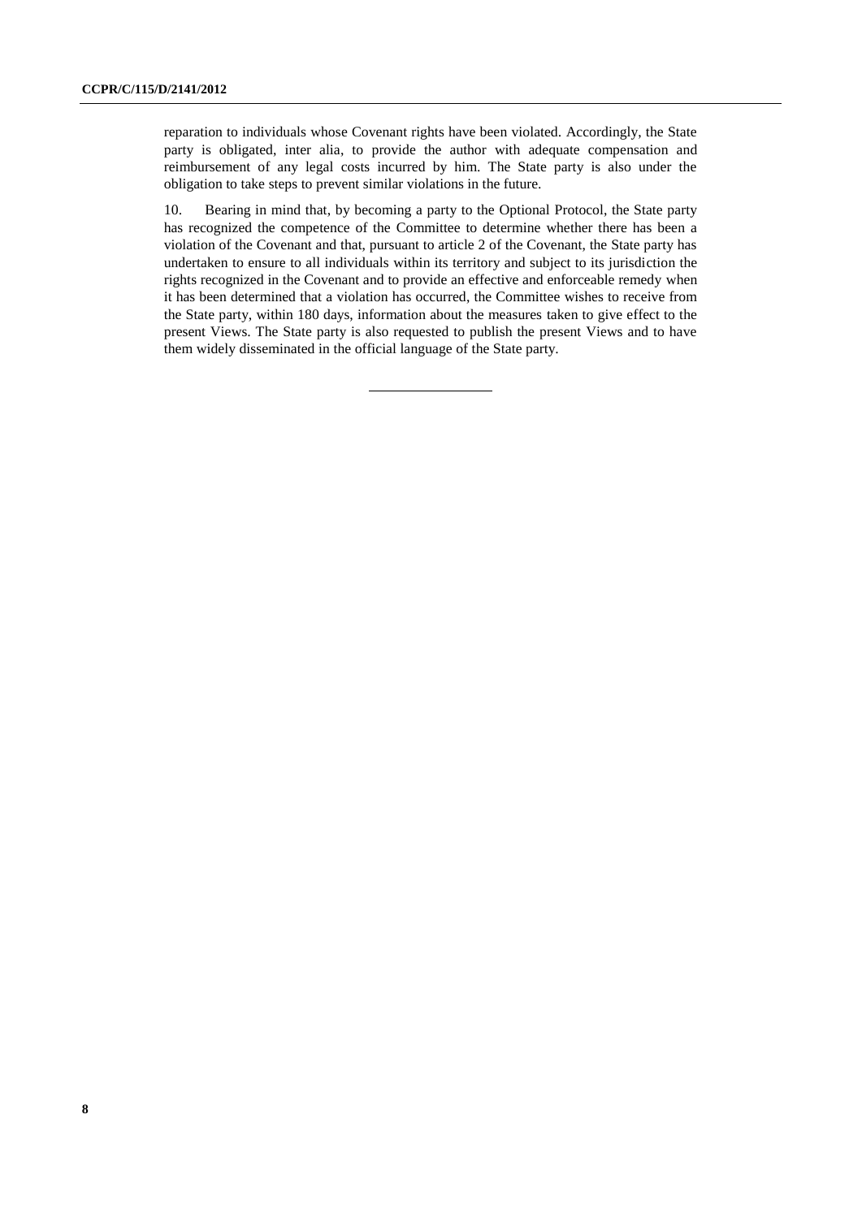reparation to individuals whose Covenant rights have been violated. Accordingly, the State party is obligated, inter alia, to provide the author with adequate compensation and reimbursement of any legal costs incurred by him. The State party is also under the obligation to take steps to prevent similar violations in the future.

10. Bearing in mind that, by becoming a party to the Optional Protocol, the State party has recognized the competence of the Committee to determine whether there has been a violation of the Covenant and that, pursuant to article 2 of the Covenant, the State party has undertaken to ensure to all individuals within its territory and subject to its jurisdiction the rights recognized in the Covenant and to provide an effective and enforceable remedy when it has been determined that a violation has occurred, the Committee wishes to receive from the State party, within 180 days, information about the measures taken to give effect to the present Views. The State party is also requested to publish the present Views and to have them widely disseminated in the official language of the State party.